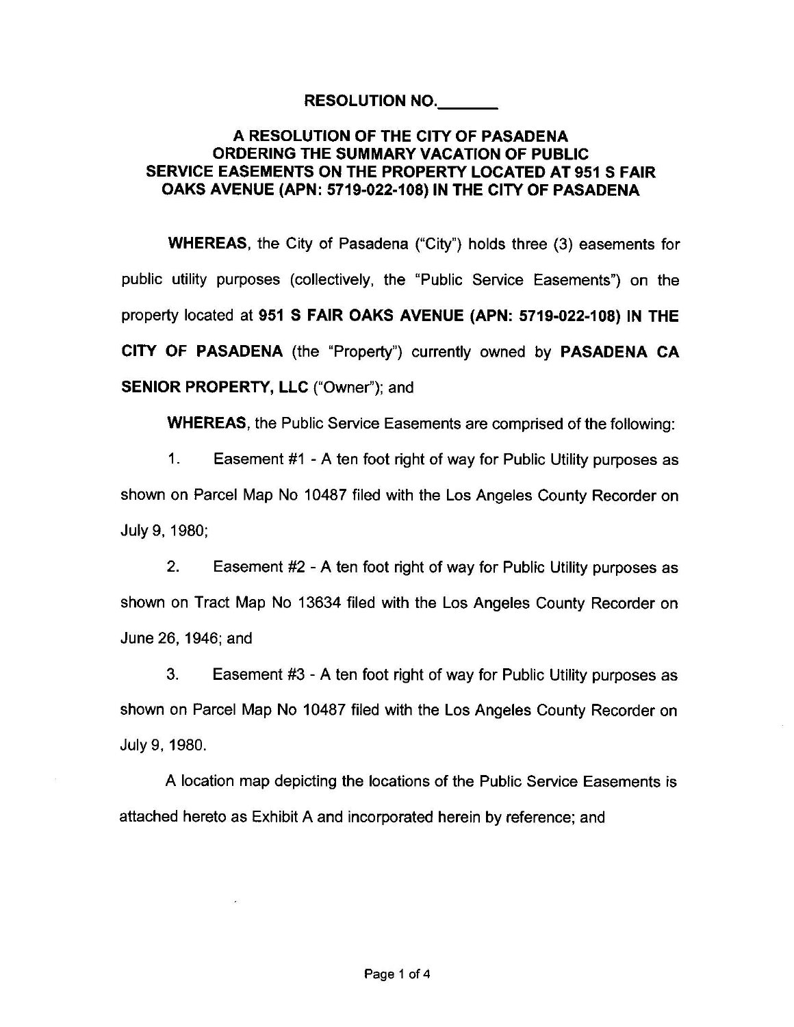# RESOLUTION NO.\_\_\_\_\_\_\_

## A RESOLUTION OF THE CITY OF PASADENA ORDERING THE SUMMARY VACATION OF PUBLIC SERVICE EASEMENTS ON THE PROPERTY LOCATED AT 951 S FAIR OAKS AVENUE (APN: 5719-022-108) IN THE CITY OF PASADENA

**WHEREAS**, the City of Pasadena ("City") holds three (3) easements for public utility purposes (collectively, the "Public Service Easements") on the property located at **951 S FAIR OAKS AVENUE (APN: 5719-022-108) IN THE CITY OF PASADENA** (the "Property") currently owned by **PASADENA CA SENIOR PROPERTY, LLC** ("Owner"); and

**WHEREAS**, the Public Service Easements are comprised of the following:

1. Easement #1 - A ten foot right of way for Public Utility purposes as shown on Parcel Map No 10487 filed with the Los Angeles County Recorder on July 9, 1980;

2. Easement #2 - A ten foot right of way for Public Utility purposes as shown on Tract Map No 13634 filed with the Los Angeles County Recorder on June 26, 1946; and

3. Easement #3 - A ten foot right of way for Public Utility purposes as shown on Parcel Map No 10487 filed with the Los Angeles County Recorder on July 9, 1980.

A location map depicting the locations of the Public Service Easements is attached hereto as Exhibit A and incorporated herein by reference; and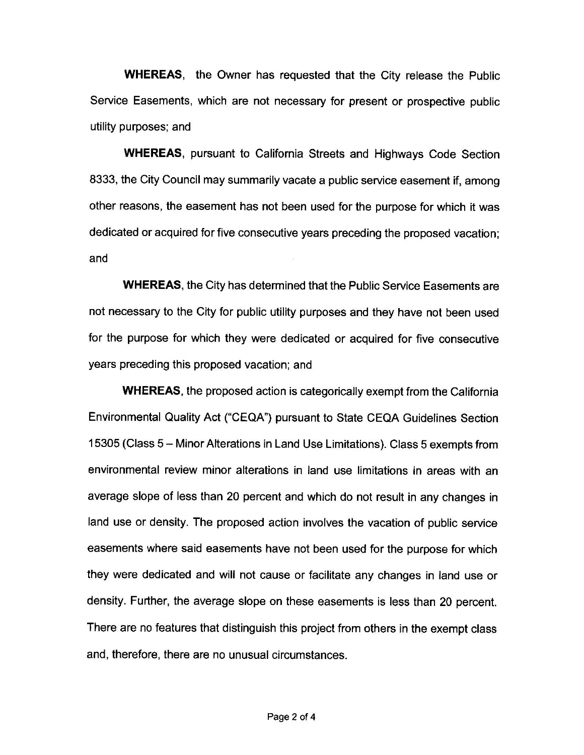**WHEREAS**, the Owner has requested that the City release the Public Service Easements, which are not necessary for present or prospective public utility purposes; and

**WHEREAS**, pursuant to California Streets and Highways Code Section 8333, the City Council may summarily vacate a public service easement if, among other reasons, the easement has not been used for the purpose for which it was dedicated or acquired for five consecutive years preceding the proposed vacation; and

**WHEREAS**, the City has determined that the Public Service Easements are not necessary to the City for public utility purposes and they have not been used for the purpose for which they were dedicated or acquired for five consecutive years preceding this proposed vacation; and

**WHEREAS**, the proposed action is categorically exempt from the California Environmental Quality Act ("CEQA") pursuant to State CEQA Guidelines Section 15305 (Class 5 – Minor Alterations in Land Use Limitations). Class 5 exempts from environmental review minor alterations in land use limitations in areas with an average slope of less than 20 percent and which do not result in any changes in land use or density. The proposed action involves the vacation of public service easements where said easements have not been used for the purpose for which they were dedicated and will not cause or facilitate any changes in land use or density. Further, the average slope on these easements is less than 20 percent. There are no features that distinguish this project from others in the exempt class and, therefore, there are no unusual circumstances.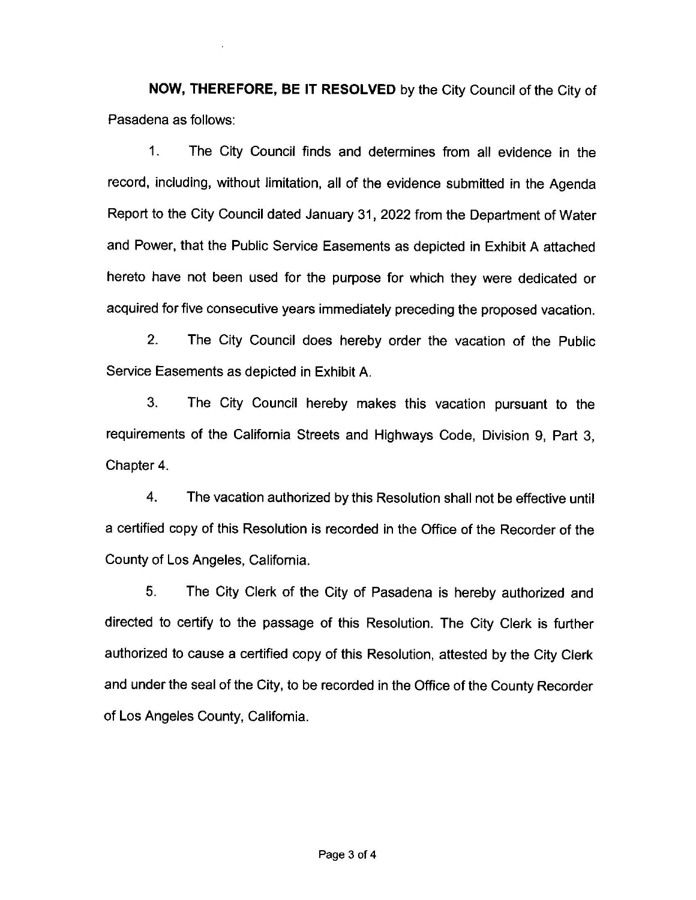**NOW, THEREFORE, BE IT RESOLVED** by the City Council of the City of Pasadena as follows:

1. The City Council finds and determines from all evidence in the record, including, without limitation, all of the evidence submitted in the Agenda Report to the City Council dated January 31, 2022 from the Department of Water and Power, that the Public Service Easements as depicted in Exhibit A attached hereto have not been used for the purpose for which they were dedicated or acquired for five consecutive years immediately preceding the proposed vacation.

2. The City Council does hereby order the vacation of the Public Service Easements as depicted in Exhibit A.

3. The City Council hereby makes this vacation pursuant to the requirements of the California Streets and Highways Code, Division 9, Part 3, Chapter 4.

4. The vacation authorized by this Resolution shall not be effective until a certified copy of this Resolution is recorded in the Office of the Recorder of the County of Los Angeles, California.

5. The City Clerk of the City of Pasadena is hereby authorized and directed to certify to the passage of this Resolution. The City Clerk is further authorized to cause a certified copy of this Resolution, attested by the City Clerk and under the seal of the City, to be recorded in the Office of the County Recorder of Los Angeles County, California.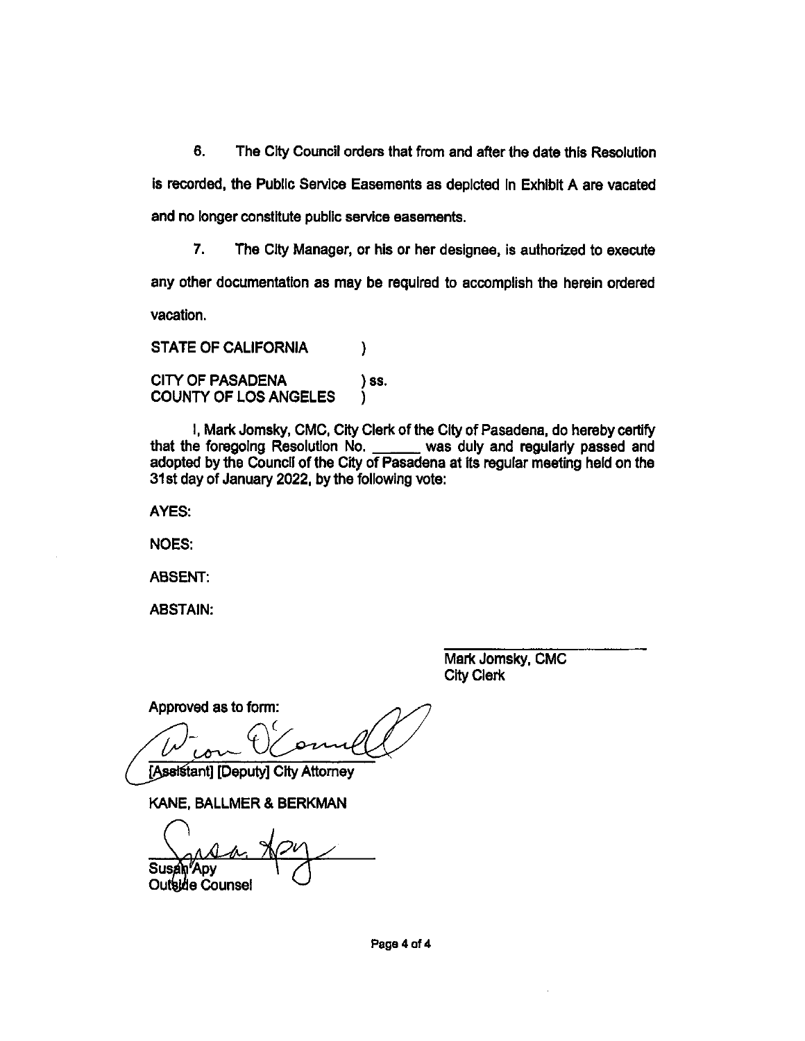6. The City Council orders that from and after the date this Resolution is recorded, the Public Service Easements as depicted in Exhibit A are vacated and no longer constitute public service easements.

7. The City Manager, or his or her designee, is authorized to execute any other documentation as may be required to accomplish the herein ordered vacation.

STATE OF CALIFORNIA )

CITY OF PASADENA ) ss.
COUNTY OF LOS ANGELES )

I, Mark Jomsky, CMC, City Clerk of the City of Pasadena, do hereby certify that the foregoing Resolution No. ______ was duly and regularly passed and adopted by the Council of the City of Pasadena at its regular meeting held on the 31st day of January 2022, by the following vote:

AYES:

NOES:

ABSENT:

ABSTAIN:

______________________
Mark Jomsky, CMC
City Clerk

Approved as to form:

______________________
[Assistant] [Deputy] City Attorney

KANE, BALLMER & BERKMAN

______________________
Susan Apy
Outside Counsel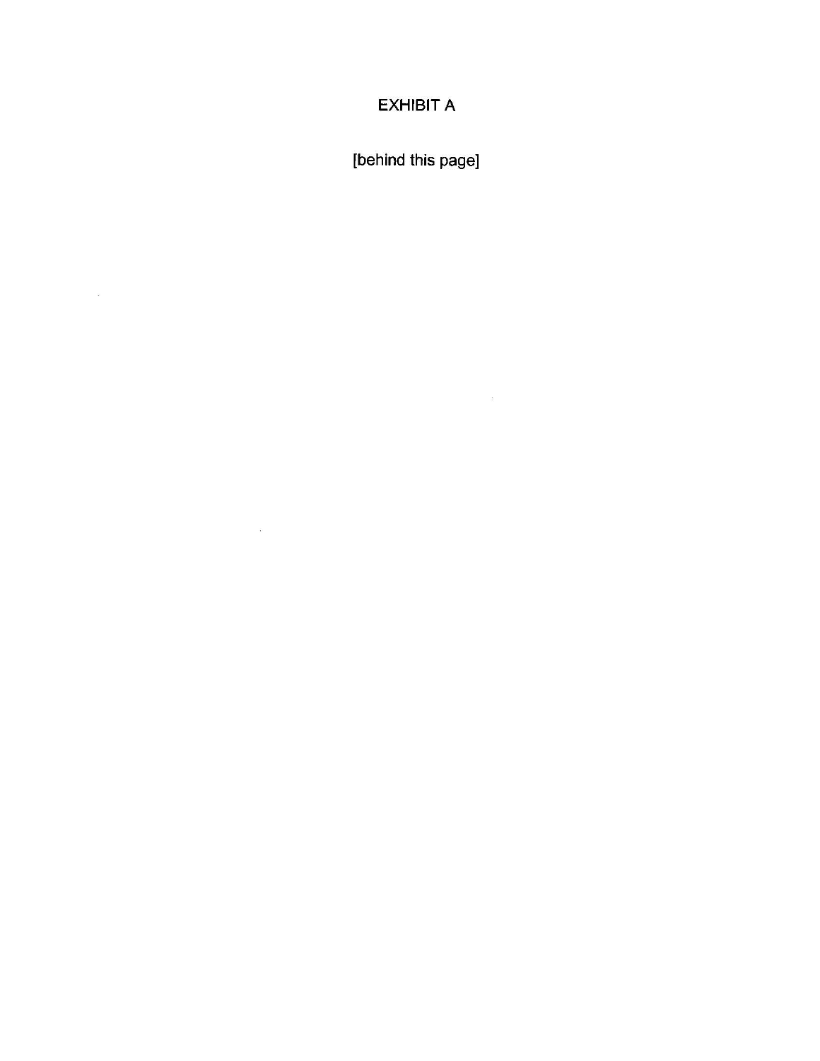EXHIBIT A

[behind this page]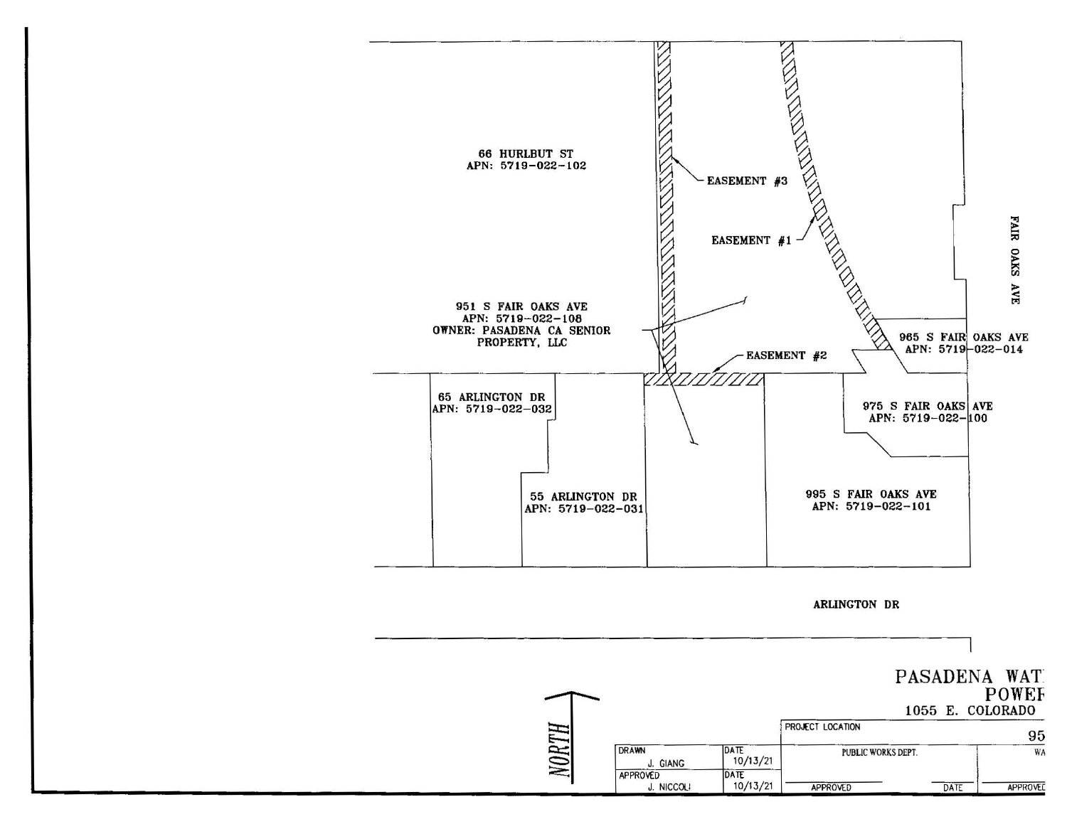66 HURLBUT ST
APN: 5719-022-102

EASEMENT #3

EASEMENT #1

FAIR OAKS AVE

951 S FAIR OAKS AVE
APN: 5719-022-108
OWNER: PASADENA CA SENIOR PROPERTY, LLC

EASEMENT #2

965 S FAIR OAKS AVE
APN: 5719-022-014

65 ARLINGTON DR
APN: 5719-022-032

975 S FAIR OAKS AVE
APN: 5719-022-100

55 ARLINGTON DR
APN: 5719-022-031

995 S FAIR OAKS AVE
APN: 5719-022-101

ARLINGTON DR

NORTH

PASADENA WAT
POWEF
1055 E. COLORADO

| | | | | |
|---|---|---|---|---|
| DRAWN J. GIANG | DATE 10/13/21 | PROJECT LOCATION | | 95 |
| | | PUBLIC WORKS DEPT. | | WA |
| APPROVED J. NICCOLI | DATE 10/13/21 | APPROVED | DATE | APPROVEI |